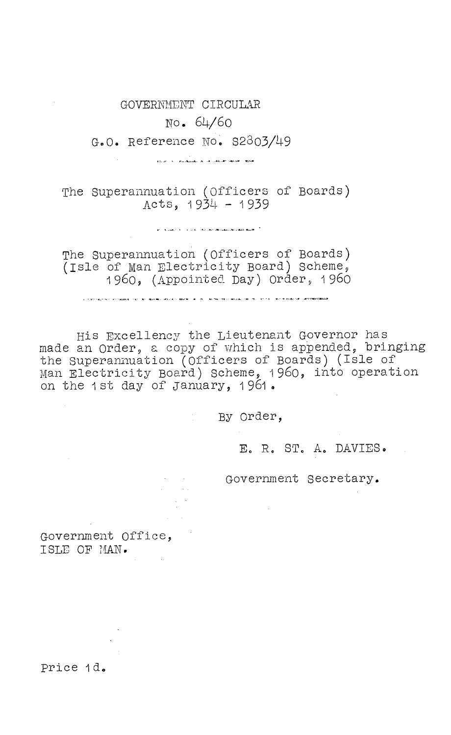# GOVERNMENT CIRCULAR

## No. 64/60

G.O. Reference No. S2803/49

---

### The Superannuation (Officers of Boards) Acts, 1934 - 1939

---

### The Superannuation (Officers of Boards) (Isle of Man Electricity Board) Scheme, 1960, (Appointed Day) Order, 1960

---

His Excellency the Lieutenant Governor has made an Order, a copy of which is appended, bringing the Superannuation (Officers of Boards) (Isle of Man Electricity Board) Scheme, 1960, into operation on the 1st day of January, 1961.

By Order,

E. R. ST. A. DAVIES.

Government Secretary.

Government Office,
ISLE OF MAN.

Price 1d.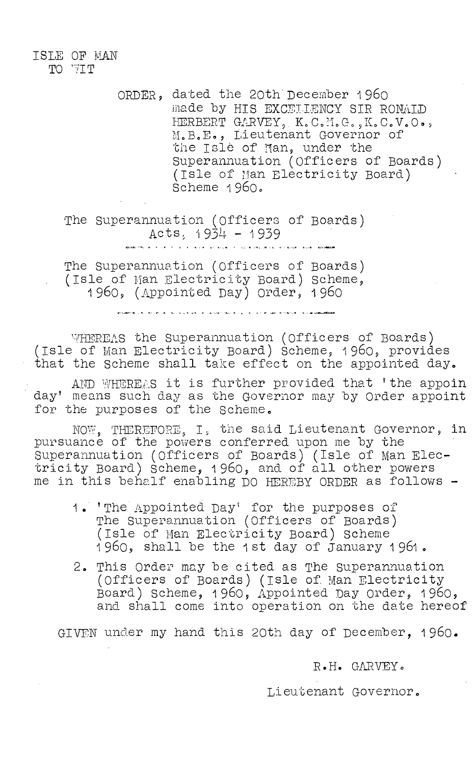ISLE OF MAN
TO WIT

ORDER, dated the 20th December 1960 made by HIS EXCELLENCY SIR RONALD HERBERT GARVEY, K.C.M.G., K.C.V.O., M.B.E., Lieutenant Governor of the Isle of Man, under the Superannuation (Officers of Boards) (Isle of Man Electricity Board) Scheme 1960.

The Superannuation (Officers of Boards) Acts, 1934 - 1939

---

The Superannuation (Officers of Boards) (Isle of Man Electricity Board) Scheme, 1960, (Appointed Day) Order, 1960

---

WHEREAS the Superannuation (Officers of Boards) (Isle of Man Electricity Board) Scheme, 1960, provides that the Scheme shall take effect on the appointed day.

AND WHEREAS it is further provided that 'the appoin day' means such day as the Governor may by Order appoint for the purposes of the Scheme.

NOW, THEREFORE, I, the said Lieutenant Governor, in pursuance of the powers conferred upon me by the Superannuation (Officers of Boards) (Isle of Man Electricity Board) Scheme, 1960, and of all other powers me in this behalf enabling DO HEREBY ORDER as follows -

1. 'The Appointed Day' for the purposes of The Superannuation (Officers of Boards) (Isle of Man Electricity Board) Scheme 1960, shall be the 1st day of January 1961.
2. This Order may be cited as The Superannuation (Officers of Boards) (Isle of Man Electricity Board) Scheme, 1960, Appointed Day Order, 1960, and shall come into operation on the date hereof

GIVEN under my hand this 20th day of December, 1960.

R.H. GARVEY.

Lieutenant Governor.